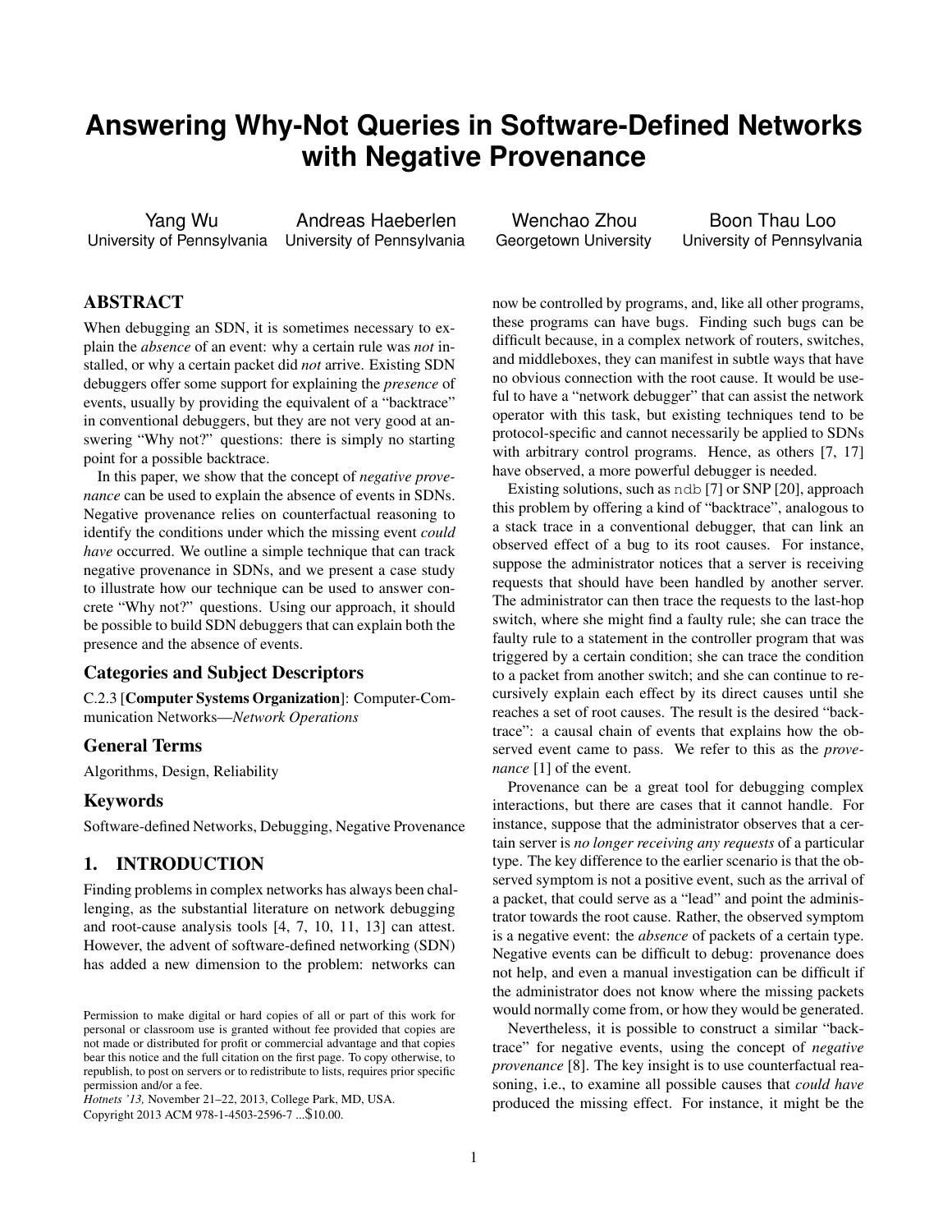// Answering Why-Not Queries in Software-Defined Networks with Negative Provenance

# Answering Why-Not Queries in Software-Defined Networks with Negative Provenance

Yang Wu
University of Pennsylvania

Andreas Haeberlen
University of Pennsylvania

Wenchao Zhou
Georgetown University

Boon Thau Loo
University of Pennsylvania

## ABSTRACT

When debugging an SDN, it is sometimes necessary to explain the *absence* of an event: why a certain rule was *not* installed, or why a certain packet did *not* arrive. Existing SDN debuggers offer some support for explaining the *presence* of events, usually by providing the equivalent of a "backtrace" in conventional debuggers, but they are not very good at answering "Why not?" questions: there is simply no starting point for a possible backtrace.

In this paper, we show that the concept of *negative provenance* can be used to explain the absence of events in SDNs. Negative provenance relies on counterfactual reasoning to identify the conditions under which the missing event *could have* occurred. We outline a simple technique that can track negative provenance in SDNs, and we present a case study to illustrate how our technique can be used to answer concrete "Why not?" questions. Using our approach, it should be possible to build SDN debuggers that can explain both the presence and the absence of events.

### Categories and Subject Descriptors

C.2.3 [**Computer Systems Organization**]: Computer-Communication Networks—*Network Operations*

### General Terms

Algorithms, Design, Reliability

### Keywords

Software-defined Networks, Debugging, Negative Provenance

## 1. INTRODUCTION

Finding problems in complex networks has always been challenging, as the substantial literature on network debugging and root-cause analysis tools [4, 7, 10, 11, 13] can attest. However, the advent of software-defined networking (SDN) has added a new dimension to the problem: networks can now be controlled by programs, and, like all other programs, these programs can have bugs. Finding such bugs can be difficult because, in a complex network of routers, switches, and middleboxes, they can manifest in subtle ways that have no obvious connection with the root cause. It would be useful to have a "network debugger" that can assist the network operator with this task, but existing techniques tend to be protocol-specific and cannot necessarily be applied to SDNs with arbitrary control programs. Hence, as others [7, 17] have observed, a more powerful debugger is needed.

Existing solutions, such as `ndb` [7] or SNP [20], approach this problem by offering a kind of "backtrace", analogous to a stack trace in a conventional debugger, that can link an observed effect of a bug to its root causes. For instance, suppose the administrator notices that a server is receiving requests that should have been handled by another server. The administrator can then trace the requests to the last-hop switch, where she might find a faulty rule; she can trace the faulty rule to a statement in the controller program that was triggered by a certain condition; she can trace the condition to a packet from another switch; and she can continue to recursively explain each effect by its direct causes until she reaches a set of root causes. The result is the desired "backtrace": a causal chain of events that explains how the observed event came to pass. We refer to this as the *provenance* [1] of the event.

Provenance can be a great tool for debugging complex interactions, but there are cases that it cannot handle. For instance, suppose that the administrator observes that a certain server is *no longer receiving any requests* of a particular type. The key difference to the earlier scenario is that the observed symptom is not a positive event, such as the arrival of a packet, that could serve as a "lead" and point the administrator towards the root cause. Rather, the observed symptom is a negative event: the *absence* of packets of a certain type. Negative events can be difficult to debug: provenance does not help, and even a manual investigation can be difficult if the administrator does not know where the missing packets would normally come from, or how they would be generated.

Nevertheless, it is possible to construct a similar "backtrace" for negative events, using the concept of *negative provenance* [8]. The key insight is to use counterfactual reasoning, i.e., to examine all possible causes that *could have* produced the missing effect. For instance, it might be the

Permission to make digital or hard copies of all or part of this work for personal or classroom use is granted without fee provided that copies are not made or distributed for profit or commercial advantage and that copies bear this notice and the full citation on the first page. To copy otherwise, to republish, to post on servers or to redistribute to lists, requires prior specific permission and/or a fee.
*Hotnets '13,* November 21–22, 2013, College Park, MD, USA.
Copyright 2013 ACM 978-1-4503-2596-7 ...$10.00.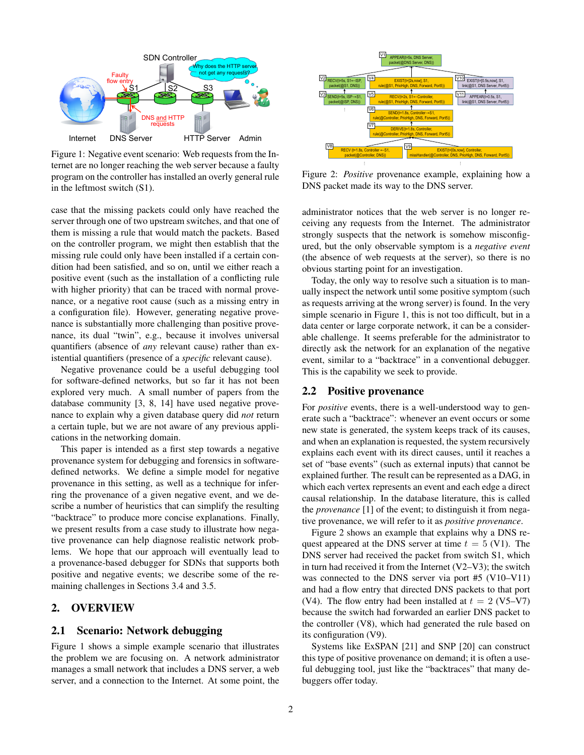SDN Controller

Faulty flow entry

S1

S2

S3

Why does the HTTP server not get any requests?

DNS and HTTP requests

Internet

DNS Server

HTTP Server

Admin

Figure 1: Negative event scenario: Web requests from the Internet are no longer reaching the web server because a faulty program on the controller has installed an overly general rule in the leftmost switch (S1).

case that the missing packets could only have reached the server through one of two upstream switches, and that one of them is missing a rule that would match the packets. Based on the controller program, we might then establish that the missing rule could only have been installed if a certain condition had been satisfied, and so on, until we either reach a positive event (such as the installation of a conflicting rule with higher priority) that can be traced with normal provenance, or a negative root cause (such as a missing entry in a configuration file). However, generating negative provenance is substantially more challenging than positive provenance, its dual "twin", e.g., because it involves universal quantifiers (absence of *any* relevant cause) rather than existential quantifiers (presence of a *specific* relevant cause).

Negative provenance could be a useful debugging tool for software-defined networks, but so far it has not been explored very much. A small number of papers from the database community [3, 8, 14] have used negative provenance to explain why a given database query did *not* return a certain tuple, but we are not aware of any previous applications in the networking domain.

This paper is intended as a first step towards a negative provenance system for debugging and forensics in software-defined networks. We define a simple model for negative provenance in this setting, as well as a technique for inferring the provenance of a given negative event, and we describe a number of heuristics that can simplify the resulting "backtrace" to produce more concise explanations. Finally, we present results from a case study to illustrate how negative provenance can help diagnose realistic network problems. We hope that our approach will eventually lead to a provenance-based debugger for SDNs that supports both positive and negative events; we describe some of the remaining challenges in Sections 3.4 and 3.5.

# 2. OVERVIEW

## 2.1 Scenario: Network debugging

Figure 1 shows a simple example scenario that illustrates the problem we are focusing on. A network administrator manages a small network that includes a DNS server, a web server, and a connection to the Internet. At some point, the

V1 APPEAR(t=5s, DNS Server, packet(@DNS Server, DNS))

V2 RECV(t=5s, S1←ISP, packet(@S1, DNS))

V3 SEND(t=5s, ISP→S1, packet(@ISP, DNS))

V4 EXIST(t=[2s,now], S1, rule(@S1, PrioHigh, DNS, Forward, Port5))

V5 RECV(t=2s, S1←Controller, rule(@S1, PrioHigh, DNS, Forward, Port5))

V6 SEND(t=1.8s, Controller→S1, rule(@Controller, PrioHigh, DNS, Forward, Port5))

V7 DERIVE(t=1.8s, Controller, rule(@Controller, PrioHigh, DNS, Forward, Port5))

V8 RECV (t=1.8s, Controller ←S1, packet(@Controller, DNS))

V9 EXIST(t=[0s,now], Controller, missHandler(@Controller, DNS, PrioHigh, DNS, Forward, Port5))

V10 EXIST(t=[0.5s,now], S1, link(@S1, DNS Server, Port5))

V11 APPEAR(t=0.5s, S1, link(@S1, DNS Server, Port5))

Figure 2: *Positive* provenance example, explaining how a DNS packet made its way to the DNS server.

administrator notices that the web server is no longer receiving any requests from the Internet. The administrator strongly suspects that the network is somehow misconfigured, but the only observable symptom is a *negative event* (the absence of web requests at the server), so there is no obvious starting point for an investigation.

Today, the only way to resolve such a situation is to manually inspect the network until some positive symptom (such as requests arriving at the wrong server) is found. In the very simple scenario in Figure 1, this is not too difficult, but in a data center or large corporate network, it can be a considerable challenge. It seems preferable for the administrator to directly ask the network for an explanation of the negative event, similar to a "backtrace" in a conventional debugger. This is the capability we seek to provide.

## 2.2 Positive provenance

For *positive* events, there is a well-understood way to generate such a "backtrace": whenever an event occurs or some new state is generated, the system keeps track of its causes, and when an explanation is requested, the system recursively explains each event with its direct causes, until it reaches a set of "base events" (such as external inputs) that cannot be explained further. The result can be represented as a DAG, in which each vertex represents an event and each edge a direct causal relationship. In the database literature, this is called the *provenance* [1] of the event; to distinguish it from negative provenance, we will refer to it as *positive provenance*.

Figure 2 shows an example that explains why a DNS request appeared at the DNS server at time $t = 5$ (V1). The DNS server had received the packet from switch S1, which in turn had received it from the Internet (V2–V3); the switch was connected to the DNS server via port #5 (V10–V11) and had a flow entry that directed DNS packets to that port (V4). The flow entry had been installed at $t = 2$ (V5–V7) because the switch had forwarded an earlier DNS packet to the controller (V8), which had generated the rule based on its configuration (V9).

Systems like ExSPAN [21] and SNP [20] can construct this type of positive provenance on demand; it is often a useful debugging tool, just like the "backtraces" that many debuggers offer today.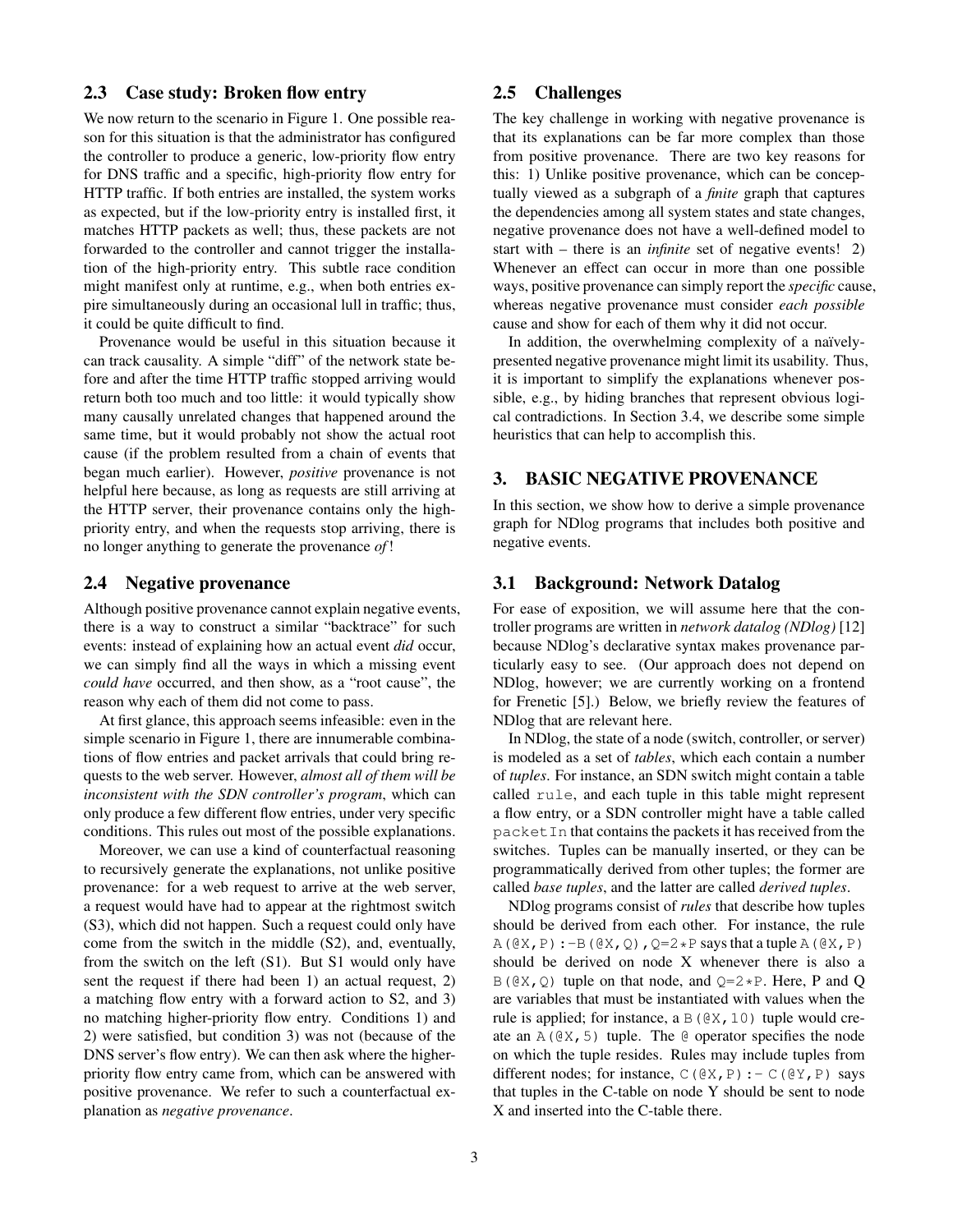### 2.3 Case study: Broken flow entry

We now return to the scenario in Figure 1. One possible reason for this situation is that the administrator has configured the controller to produce a generic, low-priority flow entry for DNS traffic and a specific, high-priority flow entry for HTTP traffic. If both entries are installed, the system works as expected, but if the low-priority entry is installed first, it matches HTTP packets as well; thus, these packets are not forwarded to the controller and cannot trigger the installation of the high-priority entry. This subtle race condition might manifest only at runtime, e.g., when both entries expire simultaneously during an occasional lull in traffic; thus, it could be quite difficult to find.

Provenance would be useful in this situation because it can track causality. A simple "diff" of the network state before and after the time HTTP traffic stopped arriving would return both too much and too little: it would typically show many causally unrelated changes that happened around the same time, but it would probably not show the actual root cause (if the problem resulted from a chain of events that began much earlier). However, *positive* provenance is not helpful here because, as long as requests are still arriving at the HTTP server, their provenance contains only the high-priority entry, and when the requests stop arriving, there is no longer anything to generate the provenance *of*!

### 2.4 Negative provenance

Although positive provenance cannot explain negative events, there is a way to construct a similar "backtrace" for such events: instead of explaining how an actual event *did* occur, we can simply find all the ways in which a missing event *could have* occurred, and then show, as a "root cause", the reason why each of them did not come to pass.

At first glance, this approach seems infeasible: even in the simple scenario in Figure 1, there are innumerable combinations of flow entries and packet arrivals that could bring requests to the web server. However, *almost all of them will be inconsistent with the SDN controller's program*, which can only produce a few different flow entries, under very specific conditions. This rules out most of the possible explanations.

Moreover, we can use a kind of counterfactual reasoning to recursively generate the explanations, not unlike positive provenance: for a web request to arrive at the web server, a request would have had to appear at the rightmost switch (S3), which did not happen. Such a request could only have come from the switch in the middle (S2), and, eventually, from the switch on the left (S1). But S1 would only have sent the request if there had been 1) an actual request, 2) a matching flow entry with a forward action to S2, and 3) no matching higher-priority flow entry. Conditions 1) and 2) were satisfied, but condition 3) was not (because of the DNS server's flow entry). We can then ask where the higher-priority flow entry came from, which can be answered with positive provenance. We refer to such a counterfactual explanation as *negative provenance*.

### 2.5 Challenges

The key challenge in working with negative provenance is that its explanations can be far more complex than those from positive provenance. There are two key reasons for this: 1) Unlike positive provenance, which can be conceptually viewed as a subgraph of a *finite* graph that captures the dependencies among all system states and state changes, negative provenance does not have a well-defined model to start with – there is an *infinite* set of negative events! 2) Whenever an effect can occur in more than one possible ways, positive provenance can simply report the *specific* cause, whereas negative provenance must consider *each possible* cause and show for each of them why it did not occur.

In addition, the overwhelming complexity of a naïvely-presented negative provenance might limit its usability. Thus, it is important to simplify the explanations whenever possible, e.g., by hiding branches that represent obvious logical contradictions. In Section 3.4, we describe some simple heuristics that can help to accomplish this.

## 3. BASIC NEGATIVE PROVENANCE

In this section, we show how to derive a simple provenance graph for NDlog programs that includes both positive and negative events.

### 3.1 Background: Network Datalog

For ease of exposition, we will assume here that the controller programs are written in *network datalog (NDlog)* [12] because NDlog's declarative syntax makes provenance particularly easy to see. (Our approach does not depend on NDlog, however; we are currently working on a frontend for Frenetic [5].) Below, we briefly review the features of NDlog that are relevant here.

In NDlog, the state of a node (switch, controller, or server) is modeled as a set of *tables*, which each contain a number of *tuples*. For instance, an SDN switch might contain a table called `rule`, and each tuple in this table might represent a flow entry, or a SDN controller might have a table called `packetIn` that contains the packets it has received from the switches. Tuples can be manually inserted, or they can be programmatically derived from other tuples; the former are called *base tuples*, and the latter are called *derived tuples*.

NDlog programs consist of *rules* that describe how tuples should be derived from each other. For instance, the rule `A(@X,P):-B(@X,Q),Q=2*P` says that a tuple `A(@X,P)` should be derived on node X whenever there is also a `B(@X,Q)` tuple on that node, and `Q=2*P`. Here, P and Q are variables that must be instantiated with values when the rule is applied; for instance, a `B(@X,10)` tuple would create an `A(@X,5)` tuple. The `@` operator specifies the node on which the tuple resides. Rules may include tuples from different nodes; for instance, `C(@X,P):- C(@Y,P)` says that tuples in the C-table on node Y should be sent to node X and inserted into the C-table there.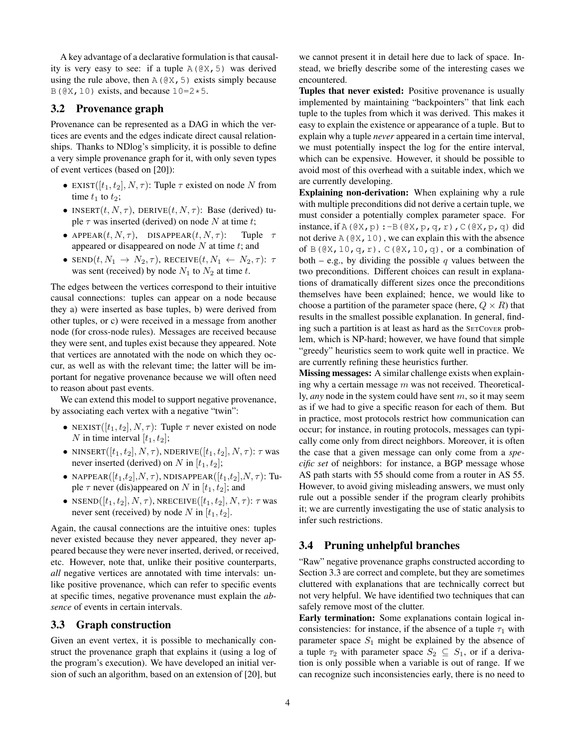A key advantage of a declarative formulation is that causality is very easy to see: if a tuple `A(@X,5)` was derived using the rule above, then `A(@X,5)` exists simply because `B(@X,10)` exists, and because `10=2*5`.

## 3.2 Provenance graph

Provenance can be represented as a DAG in which the vertices are events and the edges indicate direct causal relationships. Thanks to NDlog's simplicity, it is possible to define a very simple provenance graph for it, with only seven types of event vertices (based on [20]):

- EXIST($[t_1, t_2], N, \tau$): Tuple $\tau$ existed on node $N$ from time $t_1$ to $t_2$;
- INSERT($t, N, \tau$), DERIVE($t, N, \tau$): Base (derived) tuple $\tau$ was inserted (derived) on node $N$ at time $t$;
- APPEAR($t, N, \tau$), DISAPPEAR($t, N, \tau$): Tuple $\tau$ appeared or disappeared on node $N$ at time $t$; and
- SEND($t, N_1 \rightarrow N_2, \tau$), RECEIVE($t, N_1 \leftarrow N_2, \tau$): $\tau$ was sent (received) by node $N_1$ to $N_2$ at time $t$.

The edges between the vertices correspond to their intuitive causal connections: tuples can appear on a node because they a) were inserted as base tuples, b) were derived from other tuples, or c) were received in a message from another node (for cross-node rules). Messages are received because they were sent, and tuples exist because they appeared. Note that vertices are annotated with the node on which they occur, as well as with the relevant time; the latter will be important for negative provenance because we will often need to reason about past events.

We can extend this model to support negative provenance, by associating each vertex with a negative "twin":

- NEXIST($[t_1, t_2], N, \tau$): Tuple $\tau$ never existed on node $N$ in time interval $[t_1, t_2]$;
- NINSERT($[t_1, t_2], N, \tau$), NDERIVE($[t_1, t_2], N, \tau$): $\tau$ was never inserted (derived) on $N$ in $[t_1, t_2]$;
- NAPPEAR($[t_1,t_2],N, \tau$), NDISAPPEAR($[t_1,t_2],N, \tau$): Tuple $\tau$ never (dis)appeared on $N$ in $[t_1, t_2]$; and
- NSEND($[t_1, t_2], N, \tau$), NRECEIVE($[t_1, t_2], N, \tau$): $\tau$ was never sent (received) by node $N$ in $[t_1, t_2]$.

Again, the causal connections are the intuitive ones: tuples never existed because they never appeared, they never appeared because they were never inserted, derived, or received, etc. However, note that, unlike their positive counterparts, *all* negative vertices are annotated with time intervals: unlike positive provenance, which can refer to specific events at specific times, negative provenance must explain the *absence* of events in certain intervals.

## 3.3 Graph construction

Given an event vertex, it is possible to mechanically construct the provenance graph that explains it (using a log of the program's execution). We have developed an initial version of such an algorithm, based on an extension of [20], but we cannot present it in detail here due to lack of space. Instead, we briefly describe some of the interesting cases we encountered.

**Tuples that never existed:** Positive provenance is usually implemented by maintaining "backpointers" that link each tuple to the tuples from which it was derived. This makes it easy to explain the existence or appearance of a tuple. But to explain why a tuple *never* appeared in a certain time interval, we must potentially inspect the log for the entire interval, which can be expensive. However, it should be possible to avoid most of this overhead with a suitable index, which we are currently developing.

**Explaining non-derivation:** When explaining why a rule with multiple preconditions did not derive a certain tuple, we must consider a potentially complex parameter space. For instance, if `A(@X,p):-B(@X,p,q,r),C(@X,p,q)` did not derive `A(@X,10)`, we can explain this with the absence of `B(@X,10,q,r)`, `C(@X,10,q)`, or a combination of both – e.g., by dividing the possible $q$ values between the two preconditions. Different choices can result in explanations of dramatically different sizes once the preconditions themselves have been explained; hence, we would like to choose a partition of the parameter space (here, $Q \times R$) that results in the smallest possible explanation. In general, finding such a partition is at least as hard as the SETCOVER problem, which is NP-hard; however, we have found that simple "greedy" heuristics seem to work quite well in practice. We are currently refining these heuristics further.

**Missing messages:** A similar challenge exists when explaining why a certain message $m$ was not received. Theoretically, *any* node in the system could have sent $m$, so it may seem as if we had to give a specific reason for each of them. But in practice, most protocols restrict how communication can occur; for instance, in routing protocols, messages can typically come only from direct neighbors. Moreover, it is often the case that a given message can only come from a *specific set* of neighbors: for instance, a BGP message whose AS path starts with 55 should come from a router in AS 55. However, to avoid giving misleading answers, we must only rule out a possible sender if the program clearly prohibits it; we are currently investigating the use of static analysis to infer such restrictions.

## 3.4 Pruning unhelpful branches

"Raw" negative provenance graphs constructed according to Section 3.3 are correct and complete, but they are sometimes cluttered with explanations that are technically correct but not very helpful. We have identified two techniques that can safely remove most of the clutter.

**Early termination:** Some explanations contain logical inconsistencies: for instance, if the absence of a tuple $\tau_1$ with parameter space $S_1$ might be explained by the absence of a tuple $\tau_2$ with parameter space $S_2 \subseteq S_1$, or if a derivation is only possible when a variable is out of range. If we can recognize such inconsistencies early, there is no need to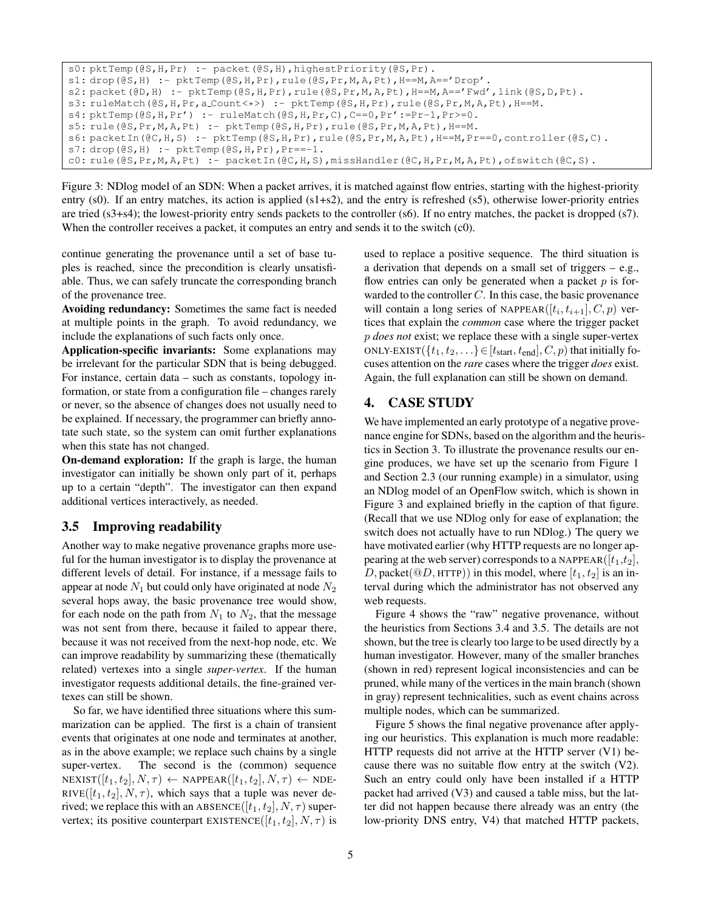```
s0: pktTemp(@S,H,Pr) :- packet(@S,H),highestPriority(@S,Pr).
s1: drop(@S,H) :- pktTemp(@S,H,Pr),rule(@S,Pr,M,A,Pt),H==M,A=='Drop'.
s2: packet(@D,H) :- pktTemp(@S,H,Pr),rule(@S,Pr,M,A,Pt),H==M,A=='Fwd',link(@S,D,Pt).
s3: ruleMatch(@S,H,Pr,a_Count<*>) :- pktTemp(@S,H,Pr),rule(@S,Pr,M,A,Pt),H==M.
s4: pktTemp(@S,H,Pr') :- ruleMatch(@S,H,Pr,C),C==0,Pr':=Pr-1,Pr>=0.
s5: rule(@S,Pr,M,A,Pt) :- pktTemp(@S,H,Pr),rule(@S,Pr,M,A,Pt),H==M.
s6: packetIn(@C,H,S) :- pktTemp(@S,H,Pr),rule(@S,Pr,M,A,Pt),H==M,Pr==0,controller(@S,C).
s7: drop(@S,H) :- pktTemp(@S,H,Pr),Pr==-1.
c0: rule(@S,Pr,M,A,Pt) :- packetIn(@C,H,S),missHandler(@C,H,Pr,M,A,Pt),ofswitch(@C,S).
```

Figure 3: NDlog model of an SDN: When a packet arrives, it is matched against flow entries, starting with the highest-priority entry (s0). If an entry matches, its action is applied (s1+s2), and the entry is refreshed (s5), otherwise lower-priority entries are tried (s3+s4); the lowest-priority entry sends packets to the controller (s6). If no entry matches, the packet is dropped (s7). When the controller receives a packet, it computes an entry and sends it to the switch (c0).

continue generating the provenance until a set of base tuples is reached, since the precondition is clearly unsatisfiable. Thus, we can safely truncate the corresponding branch of the provenance tree.

**Avoiding redundancy:** Sometimes the same fact is needed at multiple points in the graph. To avoid redundancy, we include the explanations of such facts only once.

**Application-specific invariants:** Some explanations may be irrelevant for the particular SDN that is being debugged. For instance, certain data – such as constants, topology information, or state from a configuration file – changes rarely or never, so the absence of changes does not usually need to be explained. If necessary, the programmer can briefly annotate such state, so the system can omit further explanations when this state has not changed.

**On-demand exploration:** If the graph is large, the human investigator can initially be shown only part of it, perhaps up to a certain "depth". The investigator can then expand additional vertices interactively, as needed.

### 3.5 Improving readability

Another way to make negative provenance graphs more useful for the human investigator is to display the provenance at different levels of detail. For instance, if a message fails to appear at node $N_1$ but could only have originated at node $N_2$ several hops away, the basic provenance tree would show, for each node on the path from $N_1$ to $N_2$, that the message was not sent from there, because it failed to appear there, because it was not received from the next-hop node, etc. We can improve readability by summarizing these (thematically related) vertexes into a single *super-vertex*. If the human investigator requests additional details, the fine-grained vertexes can still be shown.

So far, we have identified three situations where this summarization can be applied. The first is a chain of transient events that originates at one node and terminates at another, as in the above example; we replace such chains by a single super-vertex. The second is the (common) sequence NEXIST($[t_1, t_2], N, \tau$) $\leftarrow$ NAPPEAR($[t_1, t_2], N, \tau$) $\leftarrow$ NDERIVE($[t_1, t_2], N, \tau$), which says that a tuple was never derived; we replace this with an ABSENCE($[t_1, t_2], N, \tau$) super-vertex; its positive counterpart EXISTENCE($[t_1, t_2], N, \tau$) is used to replace a positive sequence. The third situation is a derivation that depends on a small set of triggers – e.g., flow entries can only be generated when a packet $p$ is forwarded to the controller $C$. In this case, the basic provenance will contain a long series of NAPPEAR($[t_i, t_{i+1}], C, p$) vertices that explain the *common* case where the trigger packet $p$ *does not* exist; we replace these with a single super-vertex ONLY-EXIST($\{t_1, t_2, \ldots\} \in [t_{\text{start}}, t_{\text{end}}], C, p$) that initially focuses attention on the *rare* cases where the trigger *does* exist. Again, the full explanation can still be shown on demand.

## 4. CASE STUDY

We have implemented an early prototype of a negative provenance engine for SDNs, based on the algorithm and the heuristics in Section 3. To illustrate the provenance results our engine produces, we have set up the scenario from Figure 1 and Section 2.3 (our running example) in a simulator, using an NDlog model of an OpenFlow switch, which is shown in Figure 3 and explained briefly in the caption of that figure. (Recall that we use NDlog only for ease of explanation; the switch does not actually have to run NDlog.) The query we have motivated earlier (why HTTP requests are no longer appearing at the web server) corresponds to a NAPPEAR($[t_1,t_2]$, $D$, packet($@D$, HTTP)) in this model, where $[t_1, t_2]$ is an interval during which the administrator has not observed any web requests.

Figure 4 shows the "raw" negative provenance, without the heuristics from Sections 3.4 and 3.5. The details are not shown, but the tree is clearly too large to be used directly by a human investigator. However, many of the smaller branches (shown in red) represent logical inconsistencies and can be pruned, while many of the vertices in the main branch (shown in gray) represent technicalities, such as event chains across multiple nodes, which can be summarized.

Figure 5 shows the final negative provenance after applying our heuristics. This explanation is much more readable: HTTP requests did not arrive at the HTTP server (V1) because there was no suitable flow entry at the switch (V2). Such an entry could only have been installed if a HTTP packet had arrived (V3) and caused a table miss, but the latter did not happen because there already was an entry (the low-priority DNS entry, V4) that matched HTTP packets,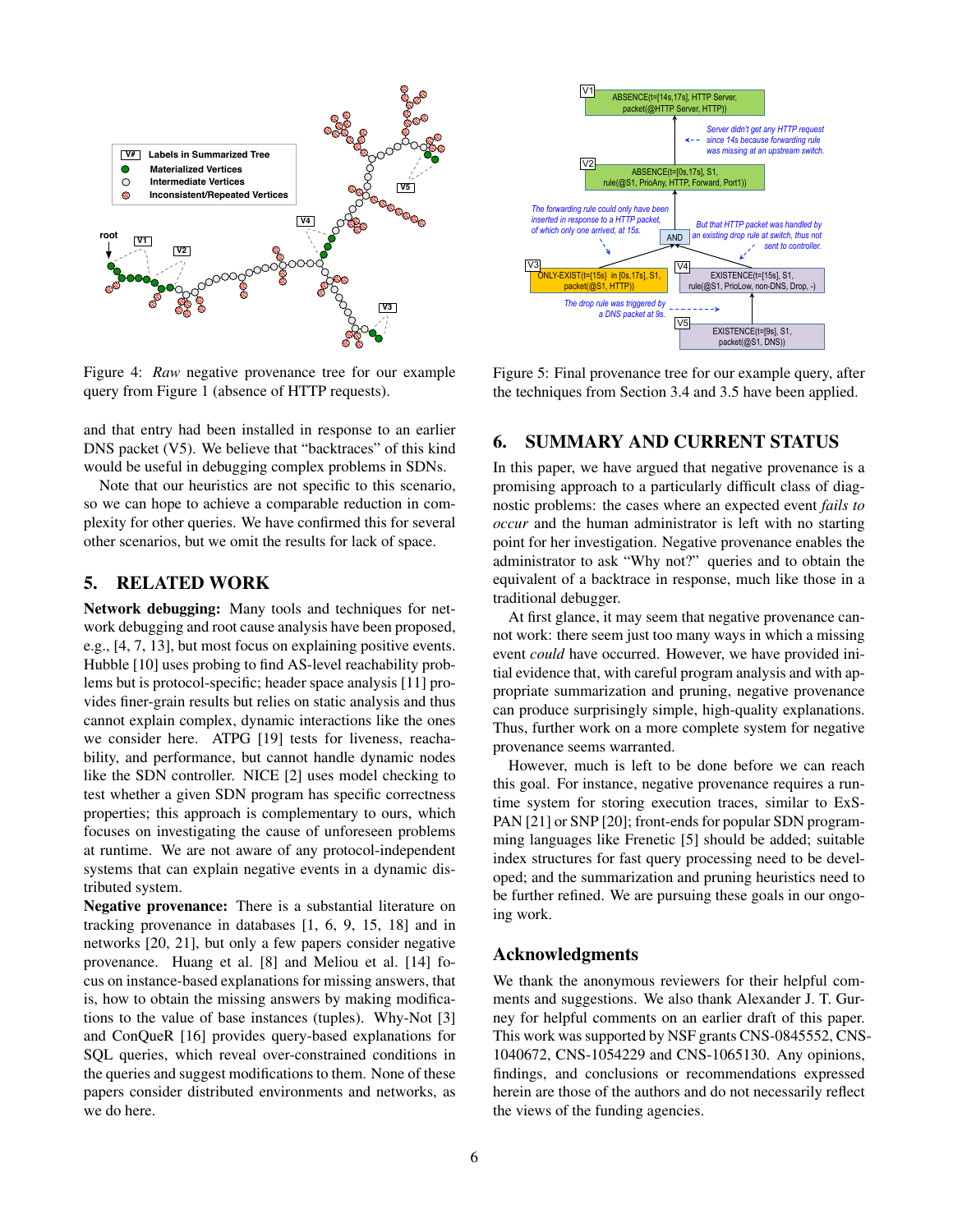Figure 4: *Raw* negative provenance tree for our example query from Figure 1 (absence of HTTP requests).

Figure 5: Final provenance tree for our example query, after the techniques from Section 3.4 and 3.5 have been applied.

and that entry had been installed in response to an earlier DNS packet (V5). We believe that "backtraces" of this kind would be useful in debugging complex problems in SDNs.

Note that our heuristics are not specific to this scenario, so we can hope to achieve a comparable reduction in complexity for other queries. We have confirmed this for several other scenarios, but we omit the results for lack of space.

## 5. RELATED WORK

**Network debugging:** Many tools and techniques for network debugging and root cause analysis have been proposed, e.g., [4, 7, 13], but most focus on explaining positive events. Hubble [10] uses probing to find AS-level reachability problems but is protocol-specific; header space analysis [11] provides finer-grain results but relies on static analysis and thus cannot explain complex, dynamic interactions like the ones we consider here. ATPG [19] tests for liveness, reachability, and performance, but cannot handle dynamic nodes like the SDN controller. NICE [2] uses model checking to test whether a given SDN program has specific correctness properties; this approach is complementary to ours, which focuses on investigating the cause of unforeseen problems at runtime. We are not aware of any protocol-independent systems that can explain negative events in a dynamic distributed system.

**Negative provenance:** There is a substantial literature on tracking provenance in databases [1, 6, 9, 15, 18] and in networks [20, 21], but only a few papers consider negative provenance. Huang et al. [8] and Meliou et al. [14] focus on instance-based explanations for missing answers, that is, how to obtain the missing answers by making modifications to the value of base instances (tuples). Why-Not [3] and ConQueR [16] provides query-based explanations for SQL queries, which reveal over-constrained conditions in the queries and suggest modifications to them. None of these papers consider distributed environments and networks, as we do here.

## 6. SUMMARY AND CURRENT STATUS

In this paper, we have argued that negative provenance is a promising approach to a particularly difficult class of diagnostic problems: the cases where an expected event *fails to occur* and the human administrator is left with no starting point for her investigation. Negative provenance enables the administrator to ask "Why not?" queries and to obtain the equivalent of a backtrace in response, much like those in a traditional debugger.

At first glance, it may seem that negative provenance cannot work: there seem just too many ways in which a missing event *could* have occurred. However, we have provided initial evidence that, with careful program analysis and with appropriate summarization and pruning, negative provenance can produce surprisingly simple, high-quality explanations. Thus, further work on a more complete system for negative provenance seems warranted.

However, much is left to be done before we can reach this goal. For instance, negative provenance requires a runtime system for storing execution traces, similar to ExSPAN [21] or SNP [20]; front-ends for popular SDN programming languages like Frenetic [5] should be added; suitable index structures for fast query processing need to be developed; and the summarization and pruning heuristics need to be further refined. We are pursuing these goals in our ongoing work.

### Acknowledgments

We thank the anonymous reviewers for their helpful comments and suggestions. We also thank Alexander J. T. Gurney for helpful comments on an earlier draft of this paper. This work was supported by NSF grants CNS-0845552, CNS-1040672, CNS-1054229 and CNS-1065130. Any opinions, findings, and conclusions or recommendations expressed herein are those of the authors and do not necessarily reflect the views of the funding agencies.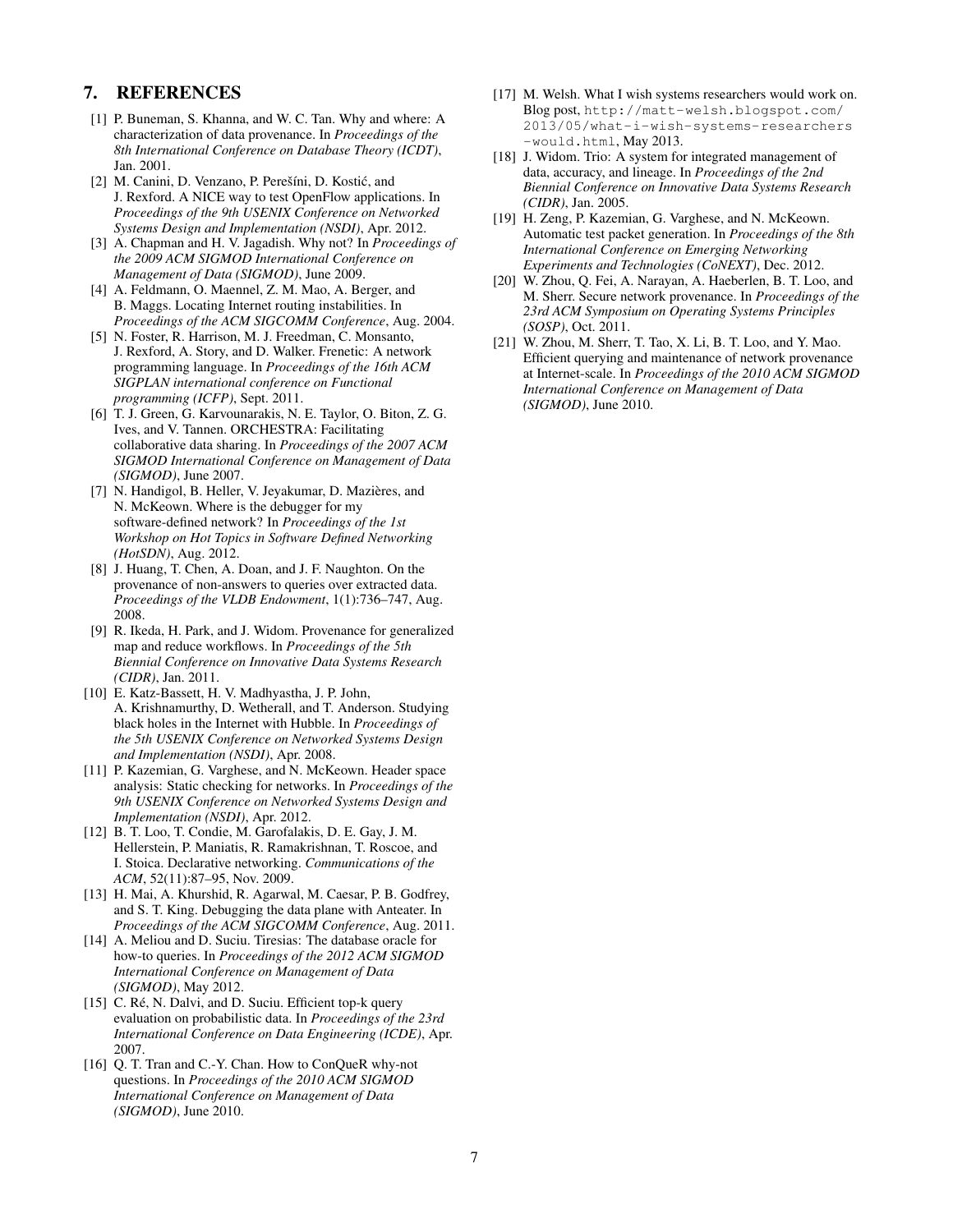## 7. REFERENCES

[1] P. Buneman, S. Khanna, and W. C. Tan. Why and where: A characterization of data provenance. In *Proceedings of the 8th International Conference on Database Theory (ICDT)*, Jan. 2001.

[2] M. Canini, D. Venzano, P. Perešíni, D. Kostić, and J. Rexford. A NICE way to test OpenFlow applications. In *Proceedings of the 9th USENIX Conference on Networked Systems Design and Implementation (NSDI)*, Apr. 2012.

[3] A. Chapman and H. V. Jagadish. Why not? In *Proceedings of the 2009 ACM SIGMOD International Conference on Management of Data (SIGMOD)*, June 2009.

[4] A. Feldmann, O. Maennel, Z. M. Mao, A. Berger, and B. Maggs. Locating Internet routing instabilities. In *Proceedings of the ACM SIGCOMM Conference*, Aug. 2004.

[5] N. Foster, R. Harrison, M. J. Freedman, C. Monsanto, J. Rexford, A. Story, and D. Walker. Frenetic: A network programming language. In *Proceedings of the 16th ACM SIGPLAN international conference on Functional programming (ICFP)*, Sept. 2011.

[6] T. J. Green, G. Karvounarakis, N. E. Taylor, O. Biton, Z. G. Ives, and V. Tannen. ORCHESTRA: Facilitating collaborative data sharing. In *Proceedings of the 2007 ACM SIGMOD International Conference on Management of Data (SIGMOD)*, June 2007.

[7] N. Handigol, B. Heller, V. Jeyakumar, D. Mazières, and N. McKeown. Where is the debugger for my software-defined network? In *Proceedings of the 1st Workshop on Hot Topics in Software Defined Networking (HotSDN)*, Aug. 2012.

[8] J. Huang, T. Chen, A. Doan, and J. F. Naughton. On the provenance of non-answers to queries over extracted data. *Proceedings of the VLDB Endowment*, 1(1):736–747, Aug. 2008.

[9] R. Ikeda, H. Park, and J. Widom. Provenance for generalized map and reduce workflows. In *Proceedings of the 5th Biennial Conference on Innovative Data Systems Research (CIDR)*, Jan. 2011.

[10] E. Katz-Bassett, H. V. Madhyastha, J. P. John, A. Krishnamurthy, D. Wetherall, and T. Anderson. Studying black holes in the Internet with Hubble. In *Proceedings of the 5th USENIX Conference on Networked Systems Design and Implementation (NSDI)*, Apr. 2008.

[11] P. Kazemian, G. Varghese, and N. McKeown. Header space analysis: Static checking for networks. In *Proceedings of the 9th USENIX Conference on Networked Systems Design and Implementation (NSDI)*, Apr. 2012.

[12] B. T. Loo, T. Condie, M. Garofalakis, D. E. Gay, J. M. Hellerstein, P. Maniatis, R. Ramakrishnan, T. Roscoe, and I. Stoica. Declarative networking. *Communications of the ACM*, 52(11):87–95, Nov. 2009.

[13] H. Mai, A. Khurshid, R. Agarwal, M. Caesar, P. B. Godfrey, and S. T. King. Debugging the data plane with Anteater. In *Proceedings of the ACM SIGCOMM Conference*, Aug. 2011.

[14] A. Meliou and D. Suciu. Tiresias: The database oracle for how-to queries. In *Proceedings of the 2012 ACM SIGMOD International Conference on Management of Data (SIGMOD)*, May 2012.

[15] C. Ré, N. Dalvi, and D. Suciu. Efficient top-k query evaluation on probabilistic data. In *Proceedings of the 23rd International Conference on Data Engineering (ICDE)*, Apr. 2007.

[16] Q. T. Tran and C.-Y. Chan. How to ConQueR why-not questions. In *Proceedings of the 2010 ACM SIGMOD International Conference on Management of Data (SIGMOD)*, June 2010.

[17] M. Welsh. What I wish systems researchers would work on. Blog post, `http://matt-welsh.blogspot.com/2013/05/what-i-wish-systems-researchers-would.html`, May 2013.

[18] J. Widom. Trio: A system for integrated management of data, accuracy, and lineage. In *Proceedings of the 2nd Biennial Conference on Innovative Data Systems Research (CIDR)*, Jan. 2005.

[19] H. Zeng, P. Kazemian, G. Varghese, and N. McKeown. Automatic test packet generation. In *Proceedings of the 8th International Conference on Emerging Networking Experiments and Technologies (CoNEXT)*, Dec. 2012.

[20] W. Zhou, Q. Fei, A. Narayan, A. Haeberlen, B. T. Loo, and M. Sherr. Secure network provenance. In *Proceedings of the 23rd ACM Symposium on Operating Systems Principles (SOSP)*, Oct. 2011.

[21] W. Zhou, M. Sherr, T. Tao, X. Li, B. T. Loo, and Y. Mao. Efficient querying and maintenance of network provenance at Internet-scale. In *Proceedings of the 2010 ACM SIGMOD International Conference on Management of Data (SIGMOD)*, June 2010.